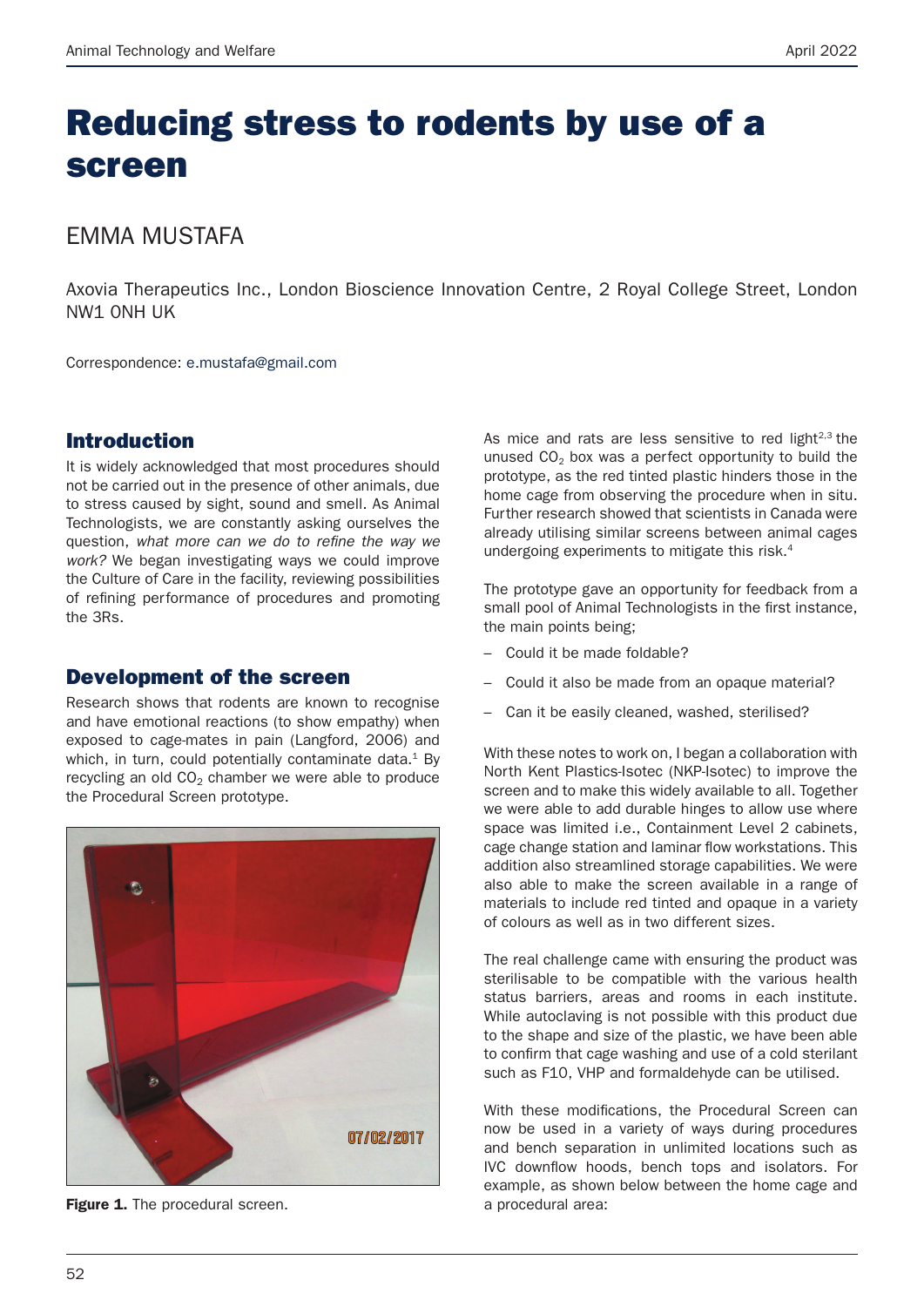# Reducing stress to rodents by use of a screen

EMMA MUSTAFA

Axovia Therapeutics Inc., London Bioscience Innovation Centre, 2 Royal College Street, London NW1 0NH UK

Correspondence: e.mustafa@gmail.com

## Introduction

It is widely acknowledged that most procedures should not be carried out in the presence of other animals, due to stress caused by sight, sound and smell. As Animal Technologists, we are constantly asking ourselves the question, *what more can we do to refine the way we work?* We began investigating ways we could improve the Culture of Care in the facility, reviewing possibilities of refining performance of procedures and promoting the 3Rs.

## Development of the screen

Research shows that rodents are known to recognise and have emotional reactions (to show empathy) when exposed to cage-mates in pain (Langford, 2006) and which, in turn, could potentially contaminate data.[1] By recycling an old $CO_2$ chamber we were able to produce the Procedural Screen prototype.

**Figure 1.** The procedural screen.

As mice and rats are less sensitive to red light[2,3] the unused $CO_2$ box was a perfect opportunity to build the prototype, as the red tinted plastic hinders those in the home cage from observing the procedure when in situ. Further research showed that scientists in Canada were already utilising similar screens between animal cages undergoing experiments to mitigate this risk.[4]

The prototype gave an opportunity for feedback from a small pool of Animal Technologists in the first instance, the main points being;

- Could it be made foldable?
- Could it also be made from an opaque material?
- Can it be easily cleaned, washed, sterilised?

With these notes to work on, I began a collaboration with North Kent Plastics-Isotec (NKP-Isotec) to improve the screen and to make this widely available to all. Together we were able to add durable hinges to allow use where space was limited i.e., Containment Level 2 cabinets, cage change station and laminar flow workstations. This addition also streamlined storage capabilities. We were also able to make the screen available in a range of materials to include red tinted and opaque in a variety of colours as well as in two different sizes.

The real challenge came with ensuring the product was sterilisable to be compatible with the various health status barriers, areas and rooms in each institute. While autoclaving is not possible with this product due to the shape and size of the plastic, we have been able to confirm that cage washing and use of a cold sterilant such as F10, VHP and formaldehyde can be utilised.

With these modifications, the Procedural Screen can now be used in a variety of ways during procedures and bench separation in unlimited locations such as IVC downflow hoods, bench tops and isolators. For example, as shown below between the home cage and a procedural area: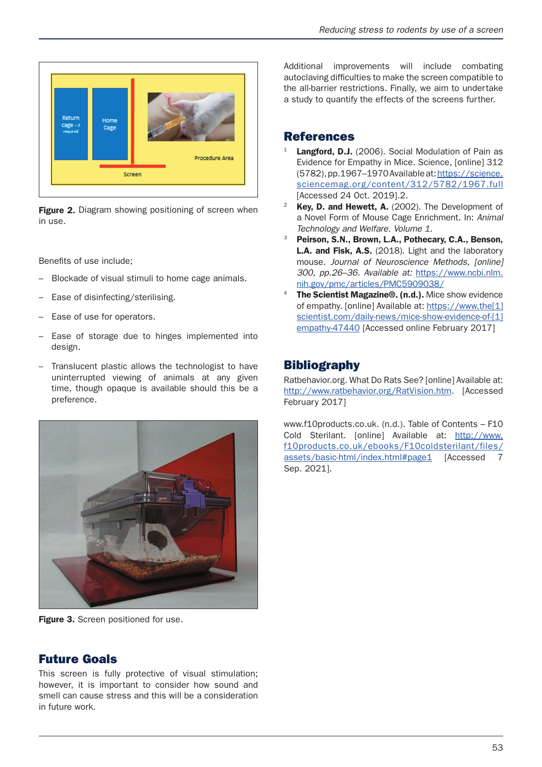Figure 2. Diagram showing positioning of screen when in use.

Benefits of use include;

- Blockade of visual stimuli to home cage animals.
- Ease of disinfecting/sterilising.
- Ease of use for operators.
- Ease of storage due to hinges implemented into design.
- Translucent plastic allows the technologist to have uninterrupted viewing of animals at any given time, though opaque is available should this be a preference.

Figure 3. Screen positioned for use.

## Future Goals

This screen is fully protective of visual stimulation; however, it is important to consider how sound and smell can cause stress and this will be a consideration in future work.

Additional improvements will include combating autoclaving difficulties to make the screen compatible to the all-barrier restrictions. Finally, we aim to undertake a study to quantify the effects of the screens further.

## References

1. **Langford, D.J.** (2006). Social Modulation of Pain as Evidence for Empathy in Mice. Science, [online] 312 (5782), pp.1967–1970 Available at: https://science.sciencemag.org/content/312/5782/1967.full [Accessed 24 Oct. 2019].2.
2. **Key, D. and Hewett, A.** (2002). The Development of a Novel Form of Mouse Cage Enrichment. In: *Animal Technology and Welfare. Volume 1.*
3. **Peirson, S.N., Brown, L.A., Pothecary, C.A., Benson, L.A. and Fisk, A.S.** (2018). Light and the laboratory mouse. *Journal of Neuroscience Methods, [online] 300, pp.26–36. Available at:* https://www.ncbi.nlm.nih.gov/pmc/articles/PMC5909038/
4. **The Scientist Magazine®. (n.d.).** Mice show evidence of empathy. [online] Available at: https://www.the[1]scientist.com/daily-news/mice-show-evidence-of-[1]empathy-47440 [Accessed online February 2017]

## Bibliography

Ratbehavior.org. What Do Rats See? [online] Available at: http://www.ratbehavior.org/RatVision.htm. [Accessed February 2017]

www.f10products.co.uk. (n.d.). Table of Contents – F10 Cold Sterilant. [online] Available at: http://www.f10products.co.uk/ebooks/F10coldsterilant/files/assets/basic-html/index.html#page1 [Accessed 7 Sep. 2021].